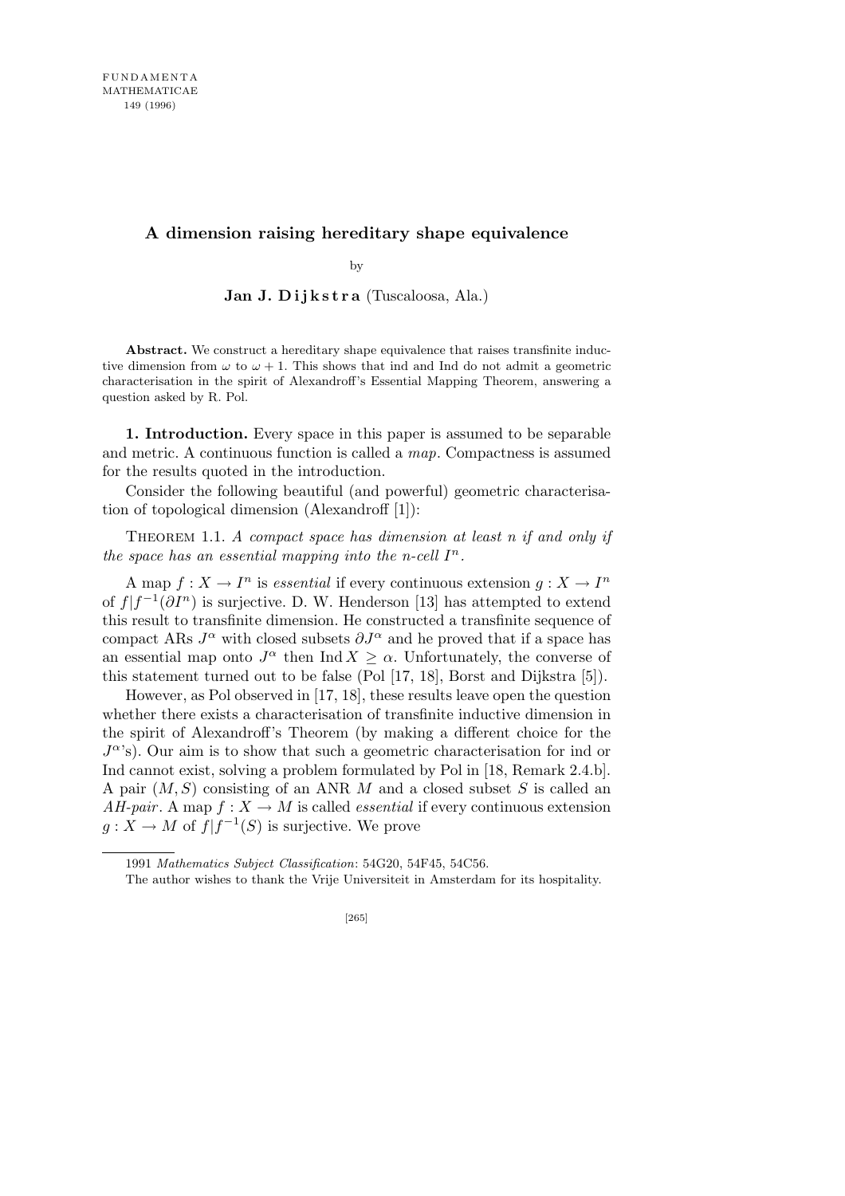FUNDAMENTA MATHEMATICAE 149 (1996)

# A dimension raising hereditary shape equivalence

by

**Jan J. Dijkstra** (Tuscaloosa, Ala.)

**Abstract.** We construct a hereditary shape equivalence that raises transfinite inductive dimension from $\omega$ to $\omega + 1$. This shows that ind and Ind do not admit a geometric characterisation in the spirit of Alexandroff's Essential Mapping Theorem, answering a question asked by R. Pol.

**1. Introduction.** Every space in this paper is assumed to be separable and metric. A continuous function is called a *map*. Compactness is assumed for the results quoted in the introduction.

Consider the following beautiful (and powerful) geometric characterisation of topological dimension (Alexandroff [1]):

Theorem 1.1. *A compact space has dimension at least n if and only if the space has an essential mapping into the n-cell $I^n$.*

A map $f : X \to I^n$ is *essential* if every continuous extension $g : X \to I^n$ of $f|f^{-1}(\partial I^n)$ is surjective. D. W. Henderson [13] has attempted to extend this result to transfinite dimension. He constructed a transfinite sequence of compact ARs $J^\alpha$ with closed subsets $\partial J^\alpha$ and he proved that if a space has an essential map onto $J^\alpha$ then $\operatorname{Ind} X \geq \alpha$. Unfortunately, the converse of this statement turned out to be false (Pol [17, 18], Borst and Dijkstra [5]).

However, as Pol observed in [17, 18], these results leave open the question whether there exists a characterisation of transfinite inductive dimension in the spirit of Alexandroff's Theorem (by making a different choice for the $J^\alpha$'s). Our aim is to show that such a geometric characterisation for ind or Ind cannot exist, solving a problem formulated by Pol in [18, Remark 2.4.b]. A pair $(M, S)$ consisting of an ANR $M$ and a closed subset $S$ is called an *AH-pair*. A map $f : X \to M$ is called *essential* if every continuous extension $g : X \to M$ of $f|f^{-1}(S)$ is surjective. We prove

---

1991 *Mathematics Subject Classification*: 54G20, 54F45, 54C56.

The author wishes to thank the Vrije Universiteit in Amsterdam for its hospitality.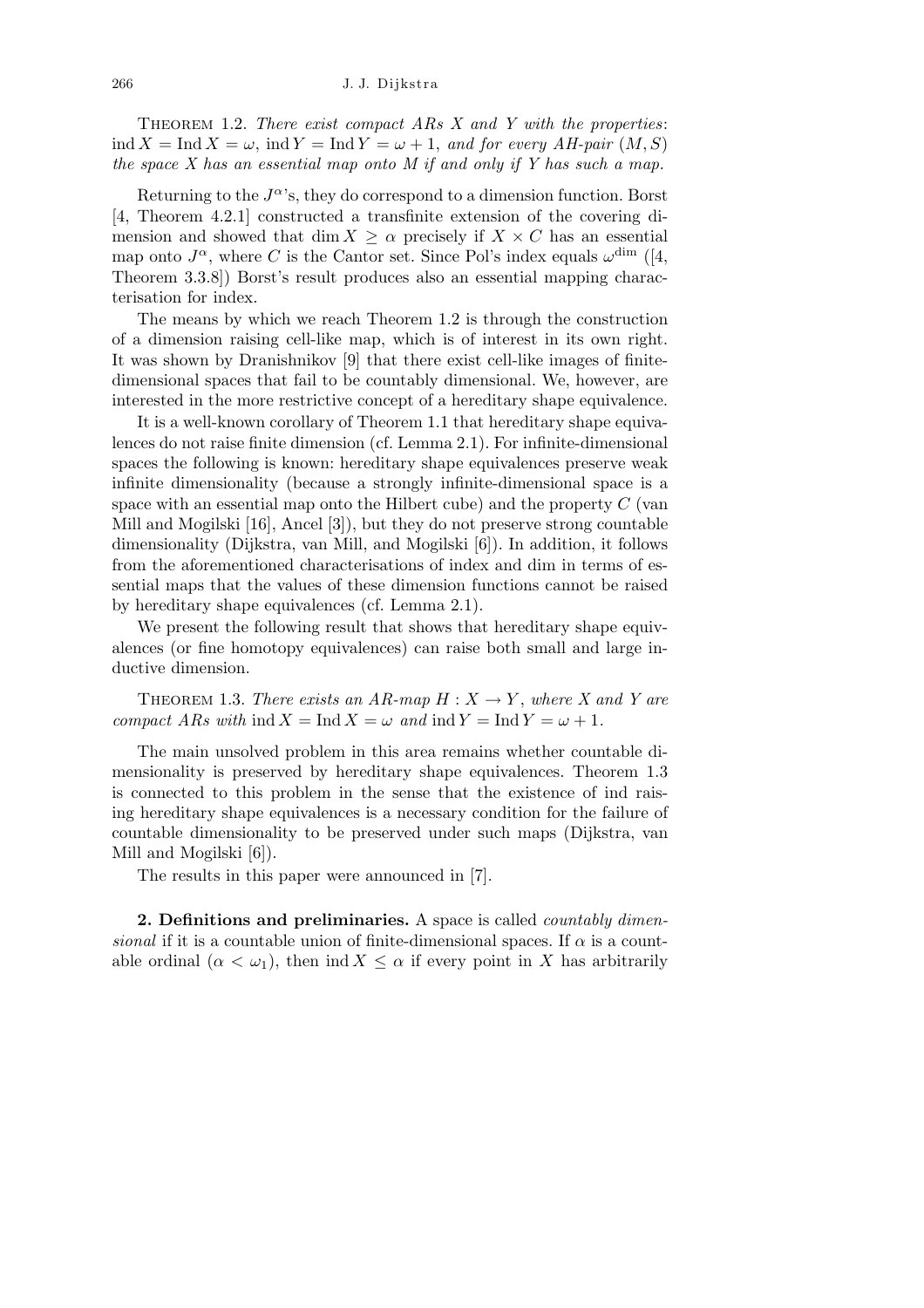THEOREM 1.2. *There exist compact ARs $X$ and $Y$ with the properties*: $\operatorname{ind} X = \operatorname{Ind} X = \omega$, $\operatorname{ind} Y = \operatorname{Ind} Y = \omega + 1$, *and for every AH-pair* $(M, S)$ *the space $X$ has an essential map onto $M$ if and only if $Y$ has such a map.*

Returning to the $J^\alpha$'s, they do correspond to a dimension function. Borst [4, Theorem 4.2.1] constructed a transfinite extension of the covering dimension and showed that $\dim X \geq \alpha$ precisely if $X \times C$ has an essential map onto $J^\alpha$, where $C$ is the Cantor set. Since Pol's index equals $\omega^{\dim}$ ([4, Theorem 3.3.8]) Borst's result produces also an essential mapping characterisation for index.

The means by which we reach Theorem 1.2 is through the construction of a dimension raising cell-like map, which is of interest in its own right. It was shown by Dranishnikov [9] that there exist cell-like images of finite-dimensional spaces that fail to be countably dimensional. We, however, are interested in the more restrictive concept of a hereditary shape equivalence.

It is a well-known corollary of Theorem 1.1 that hereditary shape equivalences do not raise finite dimension (cf. Lemma 2.1). For infinite-dimensional spaces the following is known: hereditary shape equivalences preserve weak infinite dimensionality (because a strongly infinite-dimensional space is a space with an essential map onto the Hilbert cube) and the property $C$ (van Mill and Mogilski [16], Ancel [3]), but they do not preserve strong countable dimensionality (Dijkstra, van Mill, and Mogilski [6]). In addition, it follows from the aforementioned characterisations of index and dim in terms of essential maps that the values of these dimension functions cannot be raised by hereditary shape equivalences (cf. Lemma 2.1).

We present the following result that shows that hereditary shape equivalences (or fine homotopy equivalences) can raise both small and large inductive dimension.

THEOREM 1.3. *There exists an AR-map $H : X \to Y$, where $X$ and $Y$ are compact ARs with* $\operatorname{ind} X = \operatorname{Ind} X = \omega$ *and* $\operatorname{ind} Y = \operatorname{Ind} Y = \omega + 1$.

The main unsolved problem in this area remains whether countable dimensionality is preserved by hereditary shape equivalences. Theorem 1.3 is connected to this problem in the sense that the existence of ind raising hereditary shape equivalences is a necessary condition for the failure of countable dimensionality to be preserved under such maps (Dijkstra, van Mill and Mogilski [6]).

The results in this paper were announced in [7].

**2. Definitions and preliminaries.** A space is called *countably dimensional* if it is a countable union of finite-dimensional spaces. If $\alpha$ is a countable ordinal ($\alpha < \omega_1$), then $\operatorname{ind} X \leq \alpha$ if every point in $X$ has arbitrarily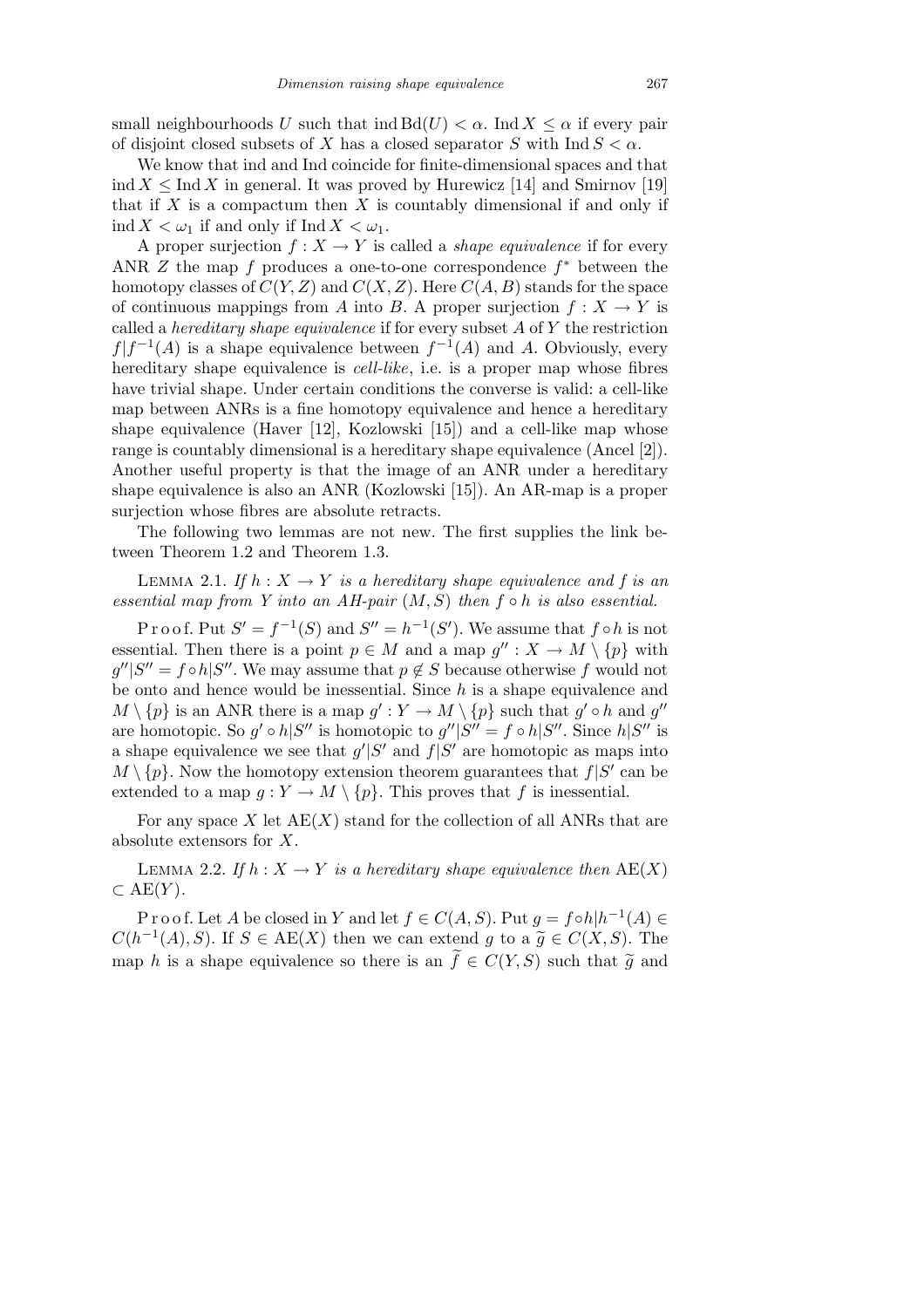small neighbourhoods $U$ such that $\operatorname{ind} \operatorname{Bd}(U) < \alpha$. $\operatorname{Ind} X \leq \alpha$ if every pair of disjoint closed subsets of $X$ has a closed separator $S$ with $\operatorname{Ind} S < \alpha$.

We know that ind and Ind coincide for finite-dimensional spaces and that $\operatorname{ind} X \leq \operatorname{Ind} X$ in general. It was proved by Hurewicz [14] and Smirnov [19] that if $X$ is a compactum then $X$ is countably dimensional if and only if $\operatorname{ind} X < \omega_1$ if and only if $\operatorname{Ind} X < \omega_1$.

A proper surjection $f : X \to Y$ is called a *shape equivalence* if for every ANR $Z$ the map $f$ produces a one-to-one correspondence $f^*$ between the homotopy classes of $C(Y, Z)$ and $C(X, Z)$. Here $C(A, B)$ stands for the space of continuous mappings from $A$ into $B$. A proper surjection $f : X \to Y$ is called a *hereditary shape equivalence* if for every subset $A$ of $Y$ the restriction $f|f^{-1}(A)$ is a shape equivalence between $f^{-1}(A)$ and $A$. Obviously, every hereditary shape equivalence is *cell-like*, i.e. is a proper map whose fibres have trivial shape. Under certain conditions the converse is valid: a cell-like map between ANRs is a fine homotopy equivalence and hence a hereditary shape equivalence (Haver [12], Kozlowski [15]) and a cell-like map whose range is countably dimensional is a hereditary shape equivalence (Ancel [2]). Another useful property is that the image of an ANR under a hereditary shape equivalence is also an ANR (Kozlowski [15]). An AR-map is a proper surjection whose fibres are absolute retracts.

The following two lemmas are not new. The first supplies the link between Theorem 1.2 and Theorem 1.3.

Lemma 2.1. *If $h : X \to Y$ is a hereditary shape equivalence and $f$ is an essential map from $Y$ into an AH-pair $(M, S)$ then $f \circ h$ is also essential.*

Proof. Put $S' = f^{-1}(S)$ and $S'' = h^{-1}(S')$. We assume that $f \circ h$ is not essential. Then there is a point $p \in M$ and a map $g'' : X \to M \setminus \{p\}$ with $g''|S'' = f \circ h|S''$. We may assume that $p \notin S$ because otherwise $f$ would not be onto and hence would be inessential. Since $h$ is a shape equivalence and $M \setminus \{p\}$ is an ANR there is a map $g' : Y \to M \setminus \{p\}$ such that $g' \circ h$ and $g''$ are homotopic. So $g' \circ h|S''$ is homotopic to $g''|S'' = f \circ h|S''$. Since $h|S''$ is a shape equivalence we see that $g'|S'$ and $f|S'$ are homotopic as maps into $M \setminus \{p\}$. Now the homotopy extension theorem guarantees that $f|S'$ can be extended to a map $g : Y \to M \setminus \{p\}$. This proves that $f$ is inessential.

For any space $X$ let $\operatorname{AE}(X)$ stand for the collection of all ANRs that are absolute extensors for $X$.

Lemma 2.2. *If $h : X \to Y$ is a hereditary shape equivalence then $\operatorname{AE}(X) \subset \operatorname{AE}(Y)$.*

Proof. Let $A$ be closed in $Y$ and let $f \in C(A, S)$. Put $g = f \circ h|h^{-1}(A) \in C(h^{-1}(A), S)$. If $S \in \operatorname{AE}(X)$ then we can extend $g$ to a $\widetilde{g} \in C(X, S)$. The map $h$ is a shape equivalence so there is an $\widetilde{f} \in C(Y, S)$ such that $\widetilde{g}$ and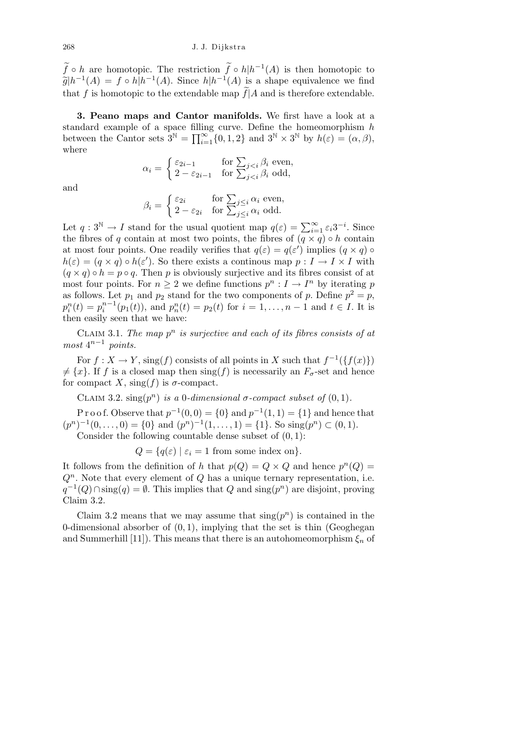$\widetilde{f} \circ h$ are homotopic. The restriction $\widetilde{f} \circ h|h^{-1}(A)$ is then homotopic to $\widetilde{g}|h^{-1}(A) = f \circ h|h^{-1}(A)$. Since $h|h^{-1}(A)$ is a shape equivalence we find that $f$ is homotopic to the extendable map $\widetilde{f}|A$ and is therefore extendable.

**3. Peano maps and Cantor manifolds.** We first have a look at a standard example of a space filling curve. Define the homeomorphism $h$ between the Cantor sets $3^{\mathbb{N}} = \prod_{i=1}^{\infty}\{0,1,2\}$ and $3^{\mathbb{N}} \times 3^{\mathbb{N}}$ by $h(\varepsilon) = (\alpha, \beta)$, where

$$\alpha_i = \begin{cases} \varepsilon_{2i-1} & \text{for } \sum_{j<i}\beta_i \text{ even,} \\ 2 - \varepsilon_{2i-1} & \text{for } \sum_{j<i}\beta_i \text{ odd,} \end{cases}$$

and

$$\beta_i = \begin{cases} \varepsilon_{2i} & \text{for } \sum_{j\le i}\alpha_i \text{ even,} \\ 2 - \varepsilon_{2i} & \text{for } \sum_{j\le i}\alpha_i \text{ odd.} \end{cases}$$

Let $q : 3^{\mathbb{N}} \to I$ stand for the usual quotient map $q(\varepsilon) = \sum_{i=1}^{\infty}\varepsilon_i 3^{-i}$. Since the fibres of $q$ contain at most two points, the fibres of $(q \times q) \circ h$ contain at most four points. One readily verifies that $q(\varepsilon) = q(\varepsilon')$ implies $(q \times q) \circ h(\varepsilon) = (q \times q) \circ h(\varepsilon')$. So there exists a continous map $p : I \to I \times I$ with $(q \times q) \circ h = p \circ q$. Then $p$ is obviously surjective and its fibres consist of at most four points. For $n \ge 2$ we define functions $p^n : I \to I^n$ by iterating $p$ as follows. Let $p_1$ and $p_2$ stand for the two components of $p$. Define $p^2 = p$, $p_i^n(t) = p_i^{n-1}(p_1(t))$, and $p_n^n(t) = p_2(t)$ for $i = 1, \ldots, n-1$ and $t \in I$. It is then easily seen that we have:

Claim 3.1. *The map $p^n$ is surjective and each of its fibres consists of at most $4^{n-1}$ points.*

For $f : X \to Y$, $\operatorname{sing}(f)$ consists of all points in $X$ such that $f^{-1}(\{f(x)\}) \ne \{x\}$. If $f$ is a closed map then $\operatorname{sing}(f)$ is necessarily an $F_\sigma$-set and hence for compact $X$, $\operatorname{sing}(f)$ is $\sigma$-compact.

Claim 3.2. *$\operatorname{sing}(p^n)$ is a 0-dimensional $\sigma$-compact subset of $(0,1)$.*

Proof. Observe that $p^{-1}(0,0) = \{0\}$ and $p^{-1}(1,1) = \{1\}$ and hence that $(p^n)^{-1}(0,\ldots,0) = \{0\}$ and $(p^n)^{-1}(1,\ldots,1) = \{1\}$. So $\operatorname{sing}(p^n) \subset (0,1)$.

Consider the following countable dense subset of $(0,1)$:

$$Q = \{q(\varepsilon) \mid \varepsilon_i = 1 \text{ from some index on}\}.$$

It follows from the definition of $h$ that $p(Q) = Q \times Q$ and hence $p^n(Q) = Q^n$. Note that every element of $Q$ has a unique ternary representation, i.e. $q^{-1}(Q) \cap \operatorname{sing}(q) = \emptyset$. This implies that $Q$ and $\operatorname{sing}(p^n)$ are disjoint, proving Claim 3.2.

Claim 3.2 means that we may assume that $\operatorname{sing}(p^n)$ is contained in the 0-dimensional absorber of $(0,1)$, implying that the set is thin (Geoghegan and Summerhill [11]). This means that there is an autohomeomorphism $\xi_n$ of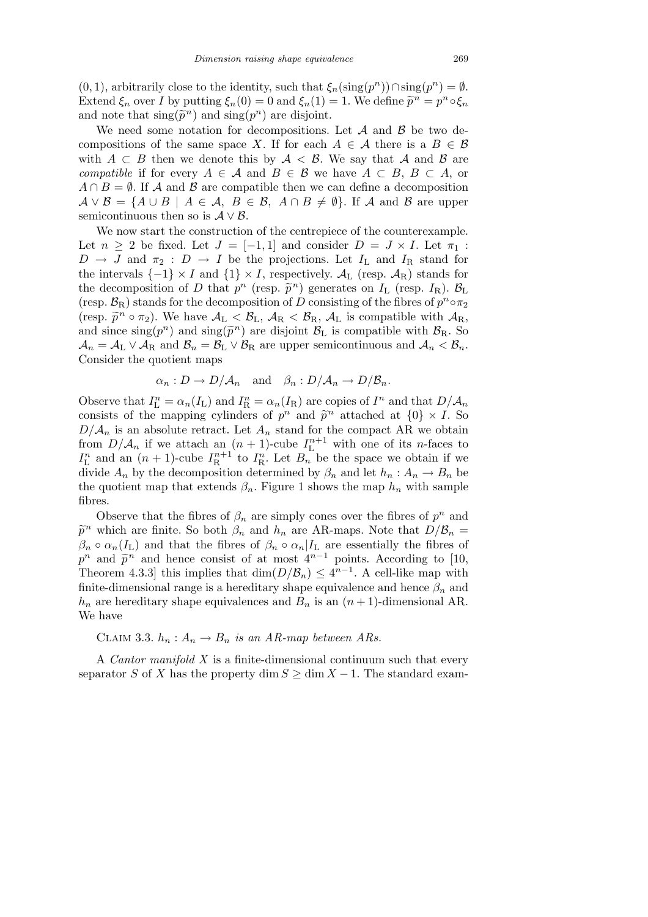$(0,1)$, arbitrarily close to the identity, such that $\xi_n(\operatorname{sing}(p^n)) \cap \operatorname{sing}(p^n) = \emptyset$. Extend $\xi_n$ over $I$ by putting $\xi_n(0) = 0$ and $\xi_n(1) = 1$. We define $\widetilde{p}^n = p^n \circ \xi_n$ and note that $\operatorname{sing}(\widetilde{p}^n)$ and $\operatorname{sing}(p^n)$ are disjoint.

We need some notation for decompositions. Let $\mathcal{A}$ and $\mathcal{B}$ be two decompositions of the same space $X$. If for each $A \in \mathcal{A}$ there is a $B \in \mathcal{B}$ with $A \subset B$ then we denote this by $\mathcal{A} < \mathcal{B}$. We say that $\mathcal{A}$ and $\mathcal{B}$ are *compatible* if for every $A \in \mathcal{A}$ and $B \in \mathcal{B}$ we have $A \subset B$, $B \subset A$, or $A \cap B = \emptyset$. If $\mathcal{A}$ and $\mathcal{B}$ are compatible then we can define a decomposition $\mathcal{A} \vee \mathcal{B} = \{A \cup B \mid A \in \mathcal{A},\ B \in \mathcal{B},\ A \cap B \neq \emptyset\}$. If $\mathcal{A}$ and $\mathcal{B}$ are upper semicontinuous then so is $\mathcal{A} \vee \mathcal{B}$.

We now start the construction of the centrepiece of the counterexample. Let $n \geq 2$ be fixed. Let $J = [-1,1]$ and consider $D = J \times I$. Let $\pi_1 : D \to J$ and $\pi_2 : D \to I$ be the projections. Let $I_{\mathrm{L}}$ and $I_{\mathrm{R}}$ stand for the intervals $\{-1\} \times I$ and $\{1\} \times I$, respectively. $\mathcal{A}_{\mathrm{L}}$ (resp. $\mathcal{A}_{\mathrm{R}}$) stands for the decomposition of $D$ that $p^n$ (resp. $\widetilde{p}^n$) generates on $I_{\mathrm{L}}$ (resp. $I_{\mathrm{R}}$). $\mathcal{B}_{\mathrm{L}}$ (resp. $\mathcal{B}_{\mathrm{R}}$) stands for the decomposition of $D$ consisting of the fibres of $p^n \circ \pi_2$ (resp. $\widetilde{p}^n \circ \pi_2$). We have $\mathcal{A}_{\mathrm{L}} < \mathcal{B}_{\mathrm{L}}$, $\mathcal{A}_{\mathrm{R}} < \mathcal{B}_{\mathrm{R}}$, $\mathcal{A}_{\mathrm{L}}$ is compatible with $\mathcal{A}_{\mathrm{R}}$, and since $\operatorname{sing}(p^n)$ and $\operatorname{sing}(\widetilde{p}^n)$ are disjoint $\mathcal{B}_{\mathrm{L}}$ is compatible with $\mathcal{B}_{\mathrm{R}}$. So $\mathcal{A}_n = \mathcal{A}_{\mathrm{L}} \vee \mathcal{A}_{\mathrm{R}}$ and $\mathcal{B}_n = \mathcal{B}_{\mathrm{L}} \vee \mathcal{B}_{\mathrm{R}}$ are upper semicontinuous and $\mathcal{A}_n < \mathcal{B}_n$. Consider the quotient maps

$$\alpha_n : D \to D/\mathcal{A}_n \quad \text{and} \quad \beta_n : D/\mathcal{A}_n \to D/\mathcal{B}_n.$$

Observe that $I^n_{\mathrm{L}} = \alpha_n(I_{\mathrm{L}})$ and $I^n_{\mathrm{R}} = \alpha_n(I_{\mathrm{R}})$ are copies of $I^n$ and that $D/\mathcal{A}_n$ consists of the mapping cylinders of $p^n$ and $\widetilde{p}^n$ attached at $\{0\} \times I$. So $D/\mathcal{A}_n$ is an absolute retract. Let $A_n$ stand for the compact AR we obtain from $D/\mathcal{A}_n$ if we attach an $(n+1)$-cube $I^{n+1}_{\mathrm{L}}$ with one of its $n$-faces to $I^n_{\mathrm{L}}$ and an $(n+1)$-cube $I^{n+1}_{\mathrm{R}}$ to $I^n_{\mathrm{R}}$. Let $B_n$ be the space we obtain if we divide $A_n$ by the decomposition determined by $\beta_n$ and let $h_n : A_n \to B_n$ be the quotient map that extends $\beta_n$. Figure 1 shows the map $h_n$ with sample fibres.

Observe that the fibres of $\beta_n$ are simply cones over the fibres of $p^n$ and $\widetilde{p}^n$ which are finite. So both $\beta_n$ and $h_n$ are AR-maps. Note that $D/\mathcal{B}_n = \beta_n \circ \alpha_n(I_{\mathrm{L}})$ and that the fibres of $\beta_n \circ \alpha_n | I_{\mathrm{L}}$ are essentially the fibres of $p^n$ and $\widetilde{p}^n$ and hence consist of at most $4^{n-1}$ points. According to [10, Theorem 4.3.3] this implies that $\dim(D/\mathcal{B}_n) \leq 4^{n-1}$. A cell-like map with finite-dimensional range is a hereditary shape equivalence and hence $\beta_n$ and $h_n$ are hereditary shape equivalences and $B_n$ is an $(n+1)$-dimensional AR. We have

Claim 3.3. *$h_n : A_n \to B_n$ is an AR-map between ARs.*

A *Cantor manifold* $X$ is a finite-dimensional continuum such that every separator $S$ of $X$ has the property $\dim S \geq \dim X - 1$. The standard exam-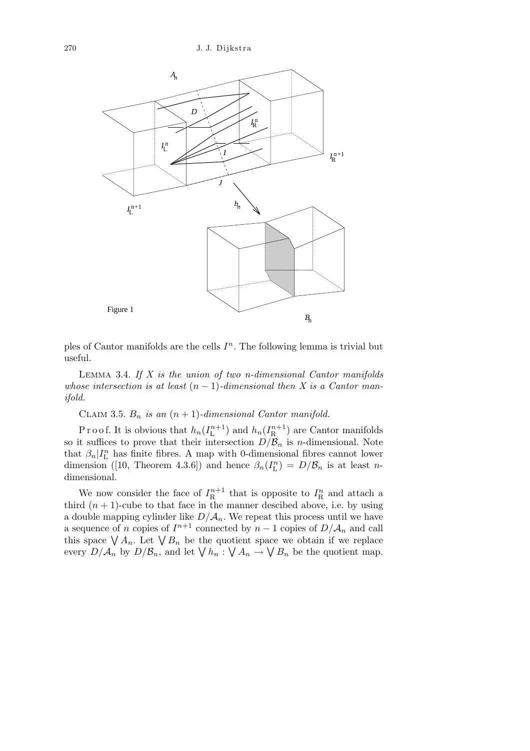Figure 1

ples of Cantor manifolds are the cells $I^n$. The following lemma is trivial but useful.

LEMMA 3.4. *If $X$ is the union of two $n$-dimensional Cantor manifolds whose intersection is at least $(n-1)$-dimensional then $X$ is a Cantor manifold.*

CLAIM 3.5. *$B_n$ is an $(n+1)$-dimensional Cantor manifold.*

Proof. It is obvious that $h_n(I_{\mathrm{L}}^{n+1})$ and $h_n(I_{\mathrm{R}}^{n+1})$ are Cantor manifolds so it suffices to prove that their intersection $D/\mathcal{B}_n$ is $n$-dimensional. Note that $\beta_n|I_{\mathrm{L}}^n$ has finite fibres. A map with 0-dimensional fibres cannot lower dimension ([10, Theorem 4.3.6]) and hence $\beta_n(I_{\mathrm{L}}^n) = D/\mathcal{B}_n$ is at least $n$-dimensional.

We now consider the face of $I_{\mathrm{R}}^{n+1}$ that is opposite to $I_{\mathrm{R}}^n$ and attach a third $(n+1)$-cube to that face in the manner descibed above, i.e. by using a double mapping cylinder like $D/\mathcal{A}_n$. We repeat this process until we have a sequence of $n$ copies of $I^{n+1}$ connected by $n-1$ copies of $D/\mathcal{A}_n$ and call this space $\bigvee A_n$. Let $\bigvee B_n$ be the quotient space we obtain if we replace every $D/\mathcal{A}_n$ by $D/\mathcal{B}_n$, and let $\bigvee h_n : \bigvee A_n \to \bigvee B_n$ be the quotient map.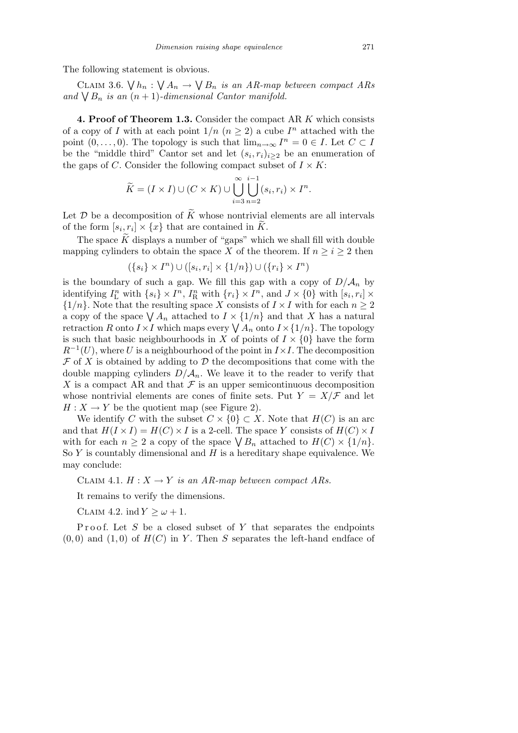The following statement is obvious.

Claim 3.6. *$\bigvee h_n : \bigvee A_n \to \bigvee B_n$ is an AR-map between compact ARs and $\bigvee B_n$ is an $(n+1)$-dimensional Cantor manifold.*

**4. Proof of Theorem 1.3.** Consider the compact AR $K$ which consists of a copy of $I$ with at each point $1/n$ $(n \geq 2)$ a cube $I^n$ attached with the point $(0, \ldots, 0)$. The topology is such that $\lim_{n\to\infty} I^n = 0 \in I$. Let $C \subset I$ be the "middle third" Cantor set and let $(s_i, r_i)_{i\geq 2}$ be an enumeration of the gaps of $C$. Consider the following compact subset of $I \times K$:

$$\widetilde{K} = (I \times I) \cup (C \times K) \cup \bigcup_{i=3}^{\infty} \bigcup_{n=2}^{i-1} (s_i, r_i) \times I^n.$$

Let $\mathcal{D}$ be a decomposition of $\widetilde{K}$ whose nontrivial elements are all intervals of the form $[s_i, r_i] \times \{x\}$ that are contained in $\widetilde{K}$.

The space $\widetilde{K}$ displays a number of "gaps" which we shall fill with double mapping cylinders to obtain the space $X$ of the theorem. If $n \geq i \geq 2$ then

$$(\{s_i\} \times I^n) \cup ([s_i, r_i] \times \{1/n\}) \cup (\{r_i\} \times I^n)$$

is the boundary of such a gap. We fill this gap with a copy of $D/\mathcal{A}_n$ by identifying $I^n_{\mathrm{L}}$ with $\{s_i\} \times I^n$, $I^n_{\mathrm{R}}$ with $\{r_i\} \times I^n$, and $J \times \{0\}$ with $[s_i, r_i] \times \{1/n\}$. Note that the resulting space $X$ consists of $I \times I$ with for each $n \geq 2$ a copy of the space $\bigvee A_n$ attached to $I \times \{1/n\}$ and that $X$ has a natural retraction $R$ onto $I \times I$ which maps every $\bigvee A_n$ onto $I \times \{1/n\}$. The topology is such that basic neighbourhoods in $X$ of points of $I \times \{0\}$ have the form $R^{-1}(U)$, where $U$ is a neighbourhood of the point in $I \times I$. The decomposition $\mathcal{F}$ of $X$ is obtained by adding to $\mathcal{D}$ the decompositions that come with the double mapping cylinders $D/\mathcal{A}_n$. We leave it to the reader to verify that $X$ is a compact AR and that $\mathcal{F}$ is an upper semicontinuous decomposition whose nontrivial elements are cones of finite sets. Put $Y = X/\mathcal{F}$ and let $H : X \to Y$ be the quotient map (see Figure 2).

We identify $C$ with the subset $C \times \{0\} \subset X$. Note that $H(C)$ is an arc and that $H(I \times I) = H(C) \times I$ is a 2-cell. The space $Y$ consists of $H(C) \times I$ with for each $n \geq 2$ a copy of the space $\bigvee B_n$ attached to $H(C) \times \{1/n\}$. So $Y$ is countably dimensional and $H$ is a hereditary shape equivalence. We may conclude:

Claim 4.1. *$H : X \to Y$ is an AR-map between compact ARs.*

It remains to verify the dimensions.

Claim 4.2. $\operatorname{ind} Y \geq \omega + 1$.

Proof. Let $S$ be a closed subset of $Y$ that separates the endpoints $(0, 0)$ and $(1, 0)$ of $H(C)$ in $Y$. Then $S$ separates the left-hand endface of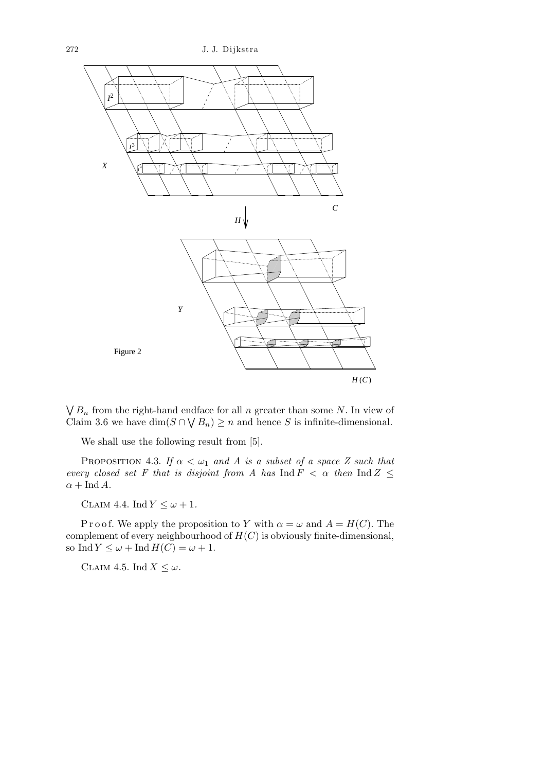Figure 2

$\bigvee B_n$ from the right-hand endface for all $n$ greater than some $N$. In view of Claim 3.6 we have $\dim(S \cap \bigvee B_n) \geq n$ and hence $S$ is infinite-dimensional.

We shall use the following result from [5].

PROPOSITION 4.3. *If $\alpha < \omega_1$ and $A$ is a subset of a space $Z$ such that every closed set $F$ that is disjoint from $A$ has* $\operatorname{Ind} F < \alpha$ *then* $\operatorname{Ind} Z \leq \alpha + \operatorname{Ind} A$.

CLAIM 4.4. $\operatorname{Ind} Y \leq \omega + 1$.

Proof. We apply the proposition to $Y$ with $\alpha = \omega$ and $A = H(C)$. The complement of every neighbourhood of $H(C)$ is obviously finite-dimensional, so $\operatorname{Ind} Y \leq \omega + \operatorname{Ind} H(C) = \omega + 1$.

CLAIM 4.5. $\operatorname{Ind} X \leq \omega$.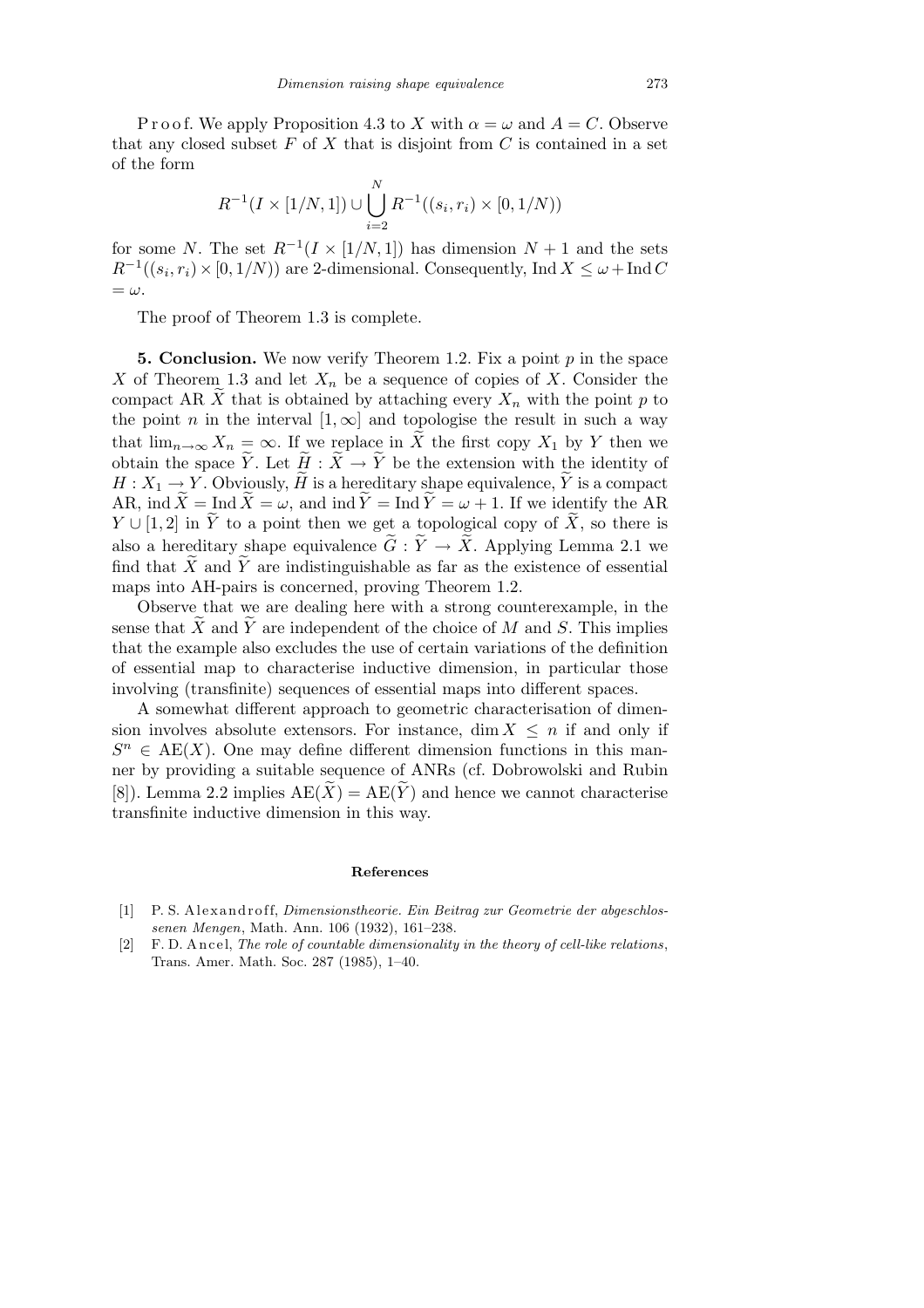Proof. We apply Proposition 4.3 to $X$ with $\alpha = \omega$ and $A = C$. Observe that any closed subset $F$ of $X$ that is disjoint from $C$ is contained in a set of the form

$$R^{-1}(I \times [1/N, 1]) \cup \bigcup_{i=2}^{N} R^{-1}((s_i, r_i) \times [0, 1/N))$$

for some $N$. The set $R^{-1}(I \times [1/N, 1])$ has dimension $N + 1$ and the sets $R^{-1}((s_i, r_i) \times [0, 1/N))$ are 2-dimensional. Consequently, $\operatorname{Ind} X \leq \omega + \operatorname{Ind} C = \omega$.

The proof of Theorem 1.3 is complete.

**5. Conclusion.** We now verify Theorem 1.2. Fix a point $p$ in the space $X$ of Theorem 1.3 and let $X_n$ be a sequence of copies of $X$. Consider the compact AR $\widetilde{X}$ that is obtained by attaching every $X_n$ with the point $p$ to the point $n$ in the interval $[1, \infty]$ and topologise the result in such a way that $\lim_{n\to\infty} X_n = \infty$. If we replace in $\widetilde{X}$ the first copy $X_1$ by $Y$ then we obtain the space $\widetilde{Y}$. Let $\widetilde{H} : \widetilde{X} \to \widetilde{Y}$ be the extension with the identity of $H : X_1 \to Y$. Obviously, $\widetilde{H}$ is a hereditary shape equivalence, $\widetilde{Y}$ is a compact AR, $\operatorname{ind} \widetilde{X} = \operatorname{Ind} \widetilde{X} = \omega$, and $\operatorname{ind} \widetilde{Y} = \operatorname{Ind} \widetilde{Y} = \omega + 1$. If we identify the AR $Y \cup [1, 2]$ in $\widetilde{Y}$ to a point then we get a topological copy of $\widetilde{X}$, so there is also a hereditary shape equivalence $\widetilde{G} : \widetilde{Y} \to \widetilde{X}$. Applying Lemma 2.1 we find that $\widetilde{X}$ and $\widetilde{Y}$ are indistinguishable as far as the existence of essential maps into AH-pairs is concerned, proving Theorem 1.2.

Observe that we are dealing here with a strong counterexample, in the sense that $\widetilde{X}$ and $\widetilde{Y}$ are independent of the choice of $M$ and $S$. This implies that the example also excludes the use of certain variations of the definition of essential map to characterise inductive dimension, in particular those involving (transfinite) sequences of essential maps into different spaces.

A somewhat different approach to geometric characterisation of dimension involves absolute extensors. For instance, $\dim X \leq n$ if and only if $S^n \in \mathrm{AE}(X)$. One may define different dimension functions in this manner by providing a suitable sequence of ANRs (cf. Dobrowolski and Rubin [8]). Lemma 2.2 implies $\mathrm{AE}(\widetilde{X}) = \mathrm{AE}(\widetilde{Y})$ and hence we cannot characterise transfinite inductive dimension in this way.

### References

[1] P. S. Alexandroff, *Dimensionstheorie. Ein Beitrag zur Geometrie der abgeschlossenen Mengen*, Math. Ann. 106 (1932), 161–238.

[2] F. D. Ancel, *The role of countable dimensionality in the theory of cell-like relations*, Trans. Amer. Math. Soc. 287 (1985), 1–40.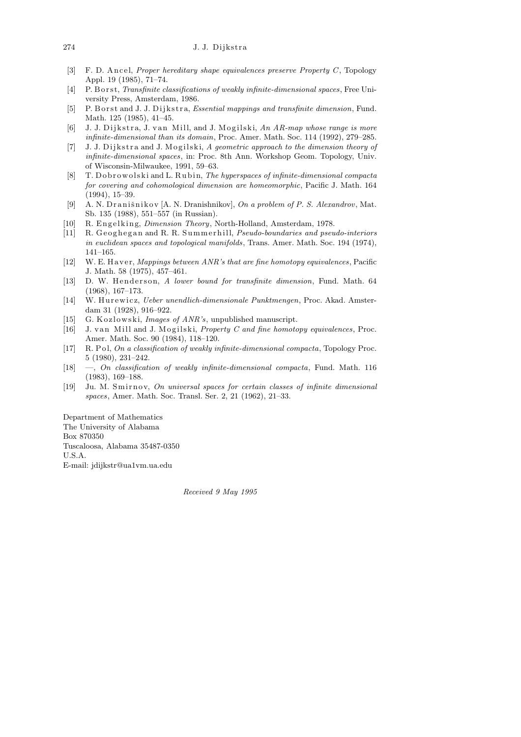[3] F. D. Ancel, *Proper hereditary shape equivalences preserve Property C*, Topology Appl. 19 (1985), 71–74.

[4] P. Borst, *Transfinite classifications of weakly infinite-dimensional spaces*, Free University Press, Amsterdam, 1986.

[5] P. Borst and J. J. Dijkstra, *Essential mappings and transfinite dimension*, Fund. Math. 125 (1985), 41–45.

[6] J. J. Dijkstra, J. van Mill, and J. Mogilski, *An AR-map whose range is more infinite-dimensional than its domain*, Proc. Amer. Math. Soc. 114 (1992), 279–285.

[7] J. J. Dijkstra and J. Mogilski, *A geometric approach to the dimension theory of infinite-dimensional spaces*, in: Proc. 8th Ann. Workshop Geom. Topology, Univ. of Wisconsin-Milwaukee, 1991, 59–63.

[8] T. Dobrowolski and L. Rubin, *The hyperspaces of infinite-dimensional compacta for covering and cohomological dimension are homeomorphic*, Pacific J. Math. 164 (1994), 15–39.

[9] A. N. Dranišnikov [A. N. Dranishnikov], *On a problem of P. S. Alexandrov*, Mat. Sb. 135 (1988), 551–557 (in Russian).

[10] R. Engelking, *Dimension Theory*, North-Holland, Amsterdam, 1978.

[11] R. Geoghegan and R. R. Summerhill, *Pseudo-boundaries and pseudo-interiors in euclidean spaces and topological manifolds*, Trans. Amer. Math. Soc. 194 (1974), 141–165.

[12] W. E. Haver, *Mappings between ANR's that are fine homotopy equivalences*, Pacific J. Math. 58 (1975), 457–461.

[13] D. W. Henderson, *A lower bound for transfinite dimension*, Fund. Math. 64 (1968), 167–173.

[14] W. Hurewicz, *Ueber unendlich-dimensionale Punktmengen*, Proc. Akad. Amsterdam 31 (1928), 916–922.

[15] G. Kozlowski, *Images of ANR's*, unpublished manuscript.

[16] J. van Mill and J. Mogilski, *Property C and fine homotopy equivalences*, Proc. Amer. Math. Soc. 90 (1984), 118–120.

[17] R. Pol, *On a classification of weakly infinite-dimensional compacta*, Topology Proc. 5 (1980), 231–242.

[18] —, *On classification of weakly infinite-dimensional compacta*, Fund. Math. 116 (1983), 169–188.

[19] Ju. M. Smirnov, *On universal spaces for certain classes of infinite dimensional spaces*, Amer. Math. Soc. Transl. Ser. 2, 21 (1962), 21–33.

Department of Mathematics
The University of Alabama
Box 870350
Tuscaloosa, Alabama 35487-0350
U.S.A.
E-mail: jdijkstr@ua1vm.ua.edu

*Received 9 May 1995*